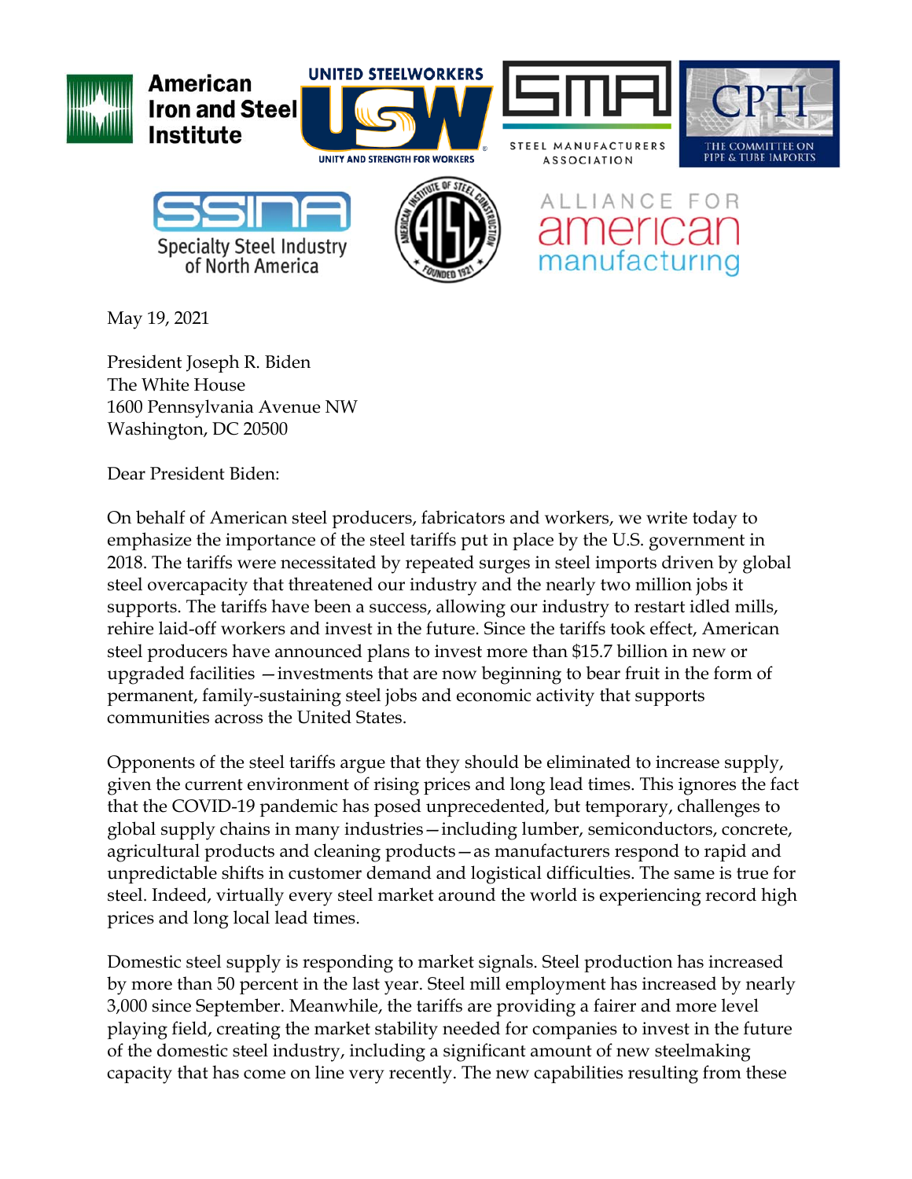May 19, 2021

President Joseph R. Biden
The White House
1600 Pennsylvania Avenue NW
Washington, DC 20500

Dear President Biden:

On behalf of American steel producers, fabricators and workers, we write today to emphasize the importance of the steel tariffs put in place by the U.S. government in 2018. The tariffs were necessitated by repeated surges in steel imports driven by global steel overcapacity that threatened our industry and the nearly two million jobs it supports. The tariffs have been a success, allowing our industry to restart idled mills, rehire laid-off workers and invest in the future. Since the tariffs took effect, American steel producers have announced plans to invest more than $15.7 billion in new or upgraded facilities —investments that are now beginning to bear fruit in the form of permanent, family-sustaining steel jobs and economic activity that supports communities across the United States.

Opponents of the steel tariffs argue that they should be eliminated to increase supply, given the current environment of rising prices and long lead times. This ignores the fact that the COVID-19 pandemic has posed unprecedented, but temporary, challenges to global supply chains in many industries—including lumber, semiconductors, concrete, agricultural products and cleaning products—as manufacturers respond to rapid and unpredictable shifts in customer demand and logistical difficulties. The same is true for steel. Indeed, virtually every steel market around the world is experiencing record high prices and long local lead times.

Domestic steel supply is responding to market signals. Steel production has increased by more than 50 percent in the last year. Steel mill employment has increased by nearly 3,000 since September. Meanwhile, the tariffs are providing a fairer and more level playing field, creating the market stability needed for companies to invest in the future of the domestic steel industry, including a significant amount of new steelmaking capacity that has come on line very recently. The new capabilities resulting from these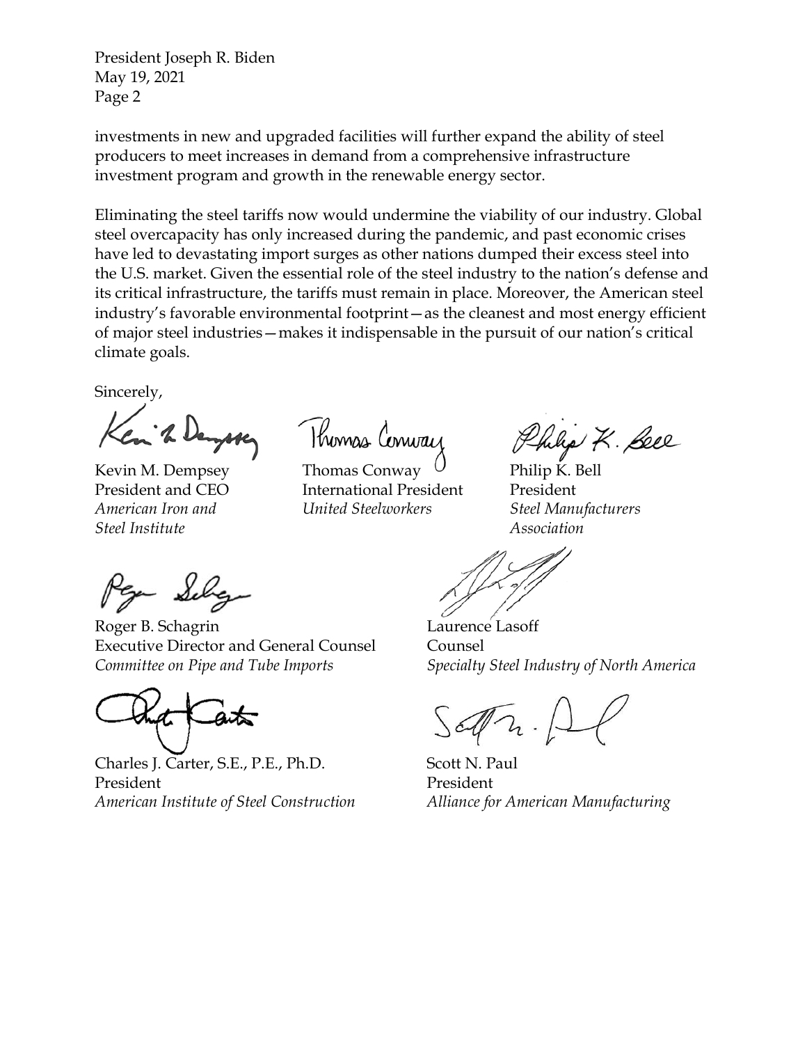investments in new and upgraded facilities will further expand the ability of steel producers to meet increases in demand from a comprehensive infrastructure investment program and growth in the renewable energy sector.

Eliminating the steel tariffs now would undermine the viability of our industry. Global steel overcapacity has only increased during the pandemic, and past economic crises have led to devastating import surges as other nations dumped their excess steel into the U.S. market. Given the essential role of the steel industry to the nation's defense and its critical infrastructure, the tariffs must remain in place. Moreover, the American steel industry's favorable environmental footprint—as the cleanest and most energy efficient of major steel industries—makes it indispensable in the pursuit of our nation's critical climate goals.

Sincerely,

Kevin M. Dempsey
President and CEO
*American Iron and Steel Institute*

Thomas Conway
International President
*United Steelworkers*

Philip K. Bell
President
*Steel Manufacturers Association*

Roger B. Schagrin
Executive Director and General Counsel
*Committee on Pipe and Tube Imports*

Laurence Lasoff
Counsel
*Specialty Steel Industry of North America*

Charles J. Carter, S.E., P.E., Ph.D.
President
*American Institute of Steel Construction*

Scott N. Paul
President
*Alliance for American Manufacturing*